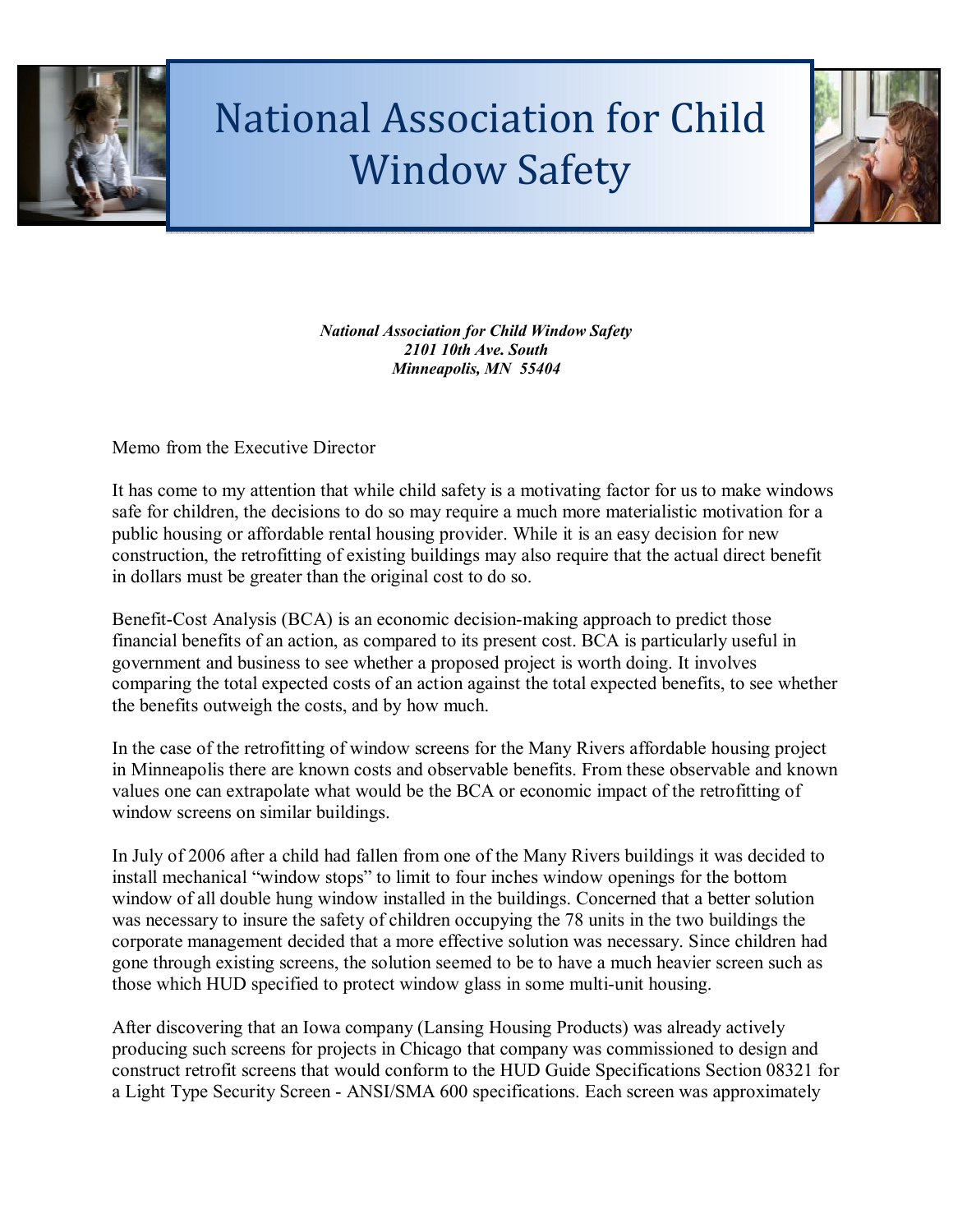# National Association for Child Window Safety

***National Association for Child Window Safety***
***2101 10th Ave. South***
***Minneapolis, MN 55404***

Memo from the Executive Director

It has come to my attention that while child safety is a motivating factor for us to make windows safe for children, the decisions to do so may require a much more materialistic motivation for a public housing or affordable rental housing provider. While it is an easy decision for new construction, the retrofitting of existing buildings may also require that the actual direct benefit in dollars must be greater than the original cost to do so.

Benefit-Cost Analysis (BCA) is an economic decision-making approach to predict those financial benefits of an action, as compared to its present cost. BCA is particularly useful in government and business to see whether a proposed project is worth doing. It involves comparing the total expected costs of an action against the total expected benefits, to see whether the benefits outweigh the costs, and by how much.

In the case of the retrofitting of window screens for the Many Rivers affordable housing project in Minneapolis there are known costs and observable benefits. From these observable and known values one can extrapolate what would be the BCA or economic impact of the retrofitting of window screens on similar buildings.

In July of 2006 after a child had fallen from one of the Many Rivers buildings it was decided to install mechanical "window stops" to limit to four inches window openings for the bottom window of all double hung window installed in the buildings. Concerned that a better solution was necessary to insure the safety of children occupying the 78 units in the two buildings the corporate management decided that a more effective solution was necessary. Since children had gone through existing screens, the solution seemed to be to have a much heavier screen such as those which HUD specified to protect window glass in some multi-unit housing.

After discovering that an Iowa company (Lansing Housing Products) was already actively producing such screens for projects in Chicago that company was commissioned to design and construct retrofit screens that would conform to the HUD Guide Specifications Section 08321 for a Light Type Security Screen - ANSI/SMA 600 specifications. Each screen was approximately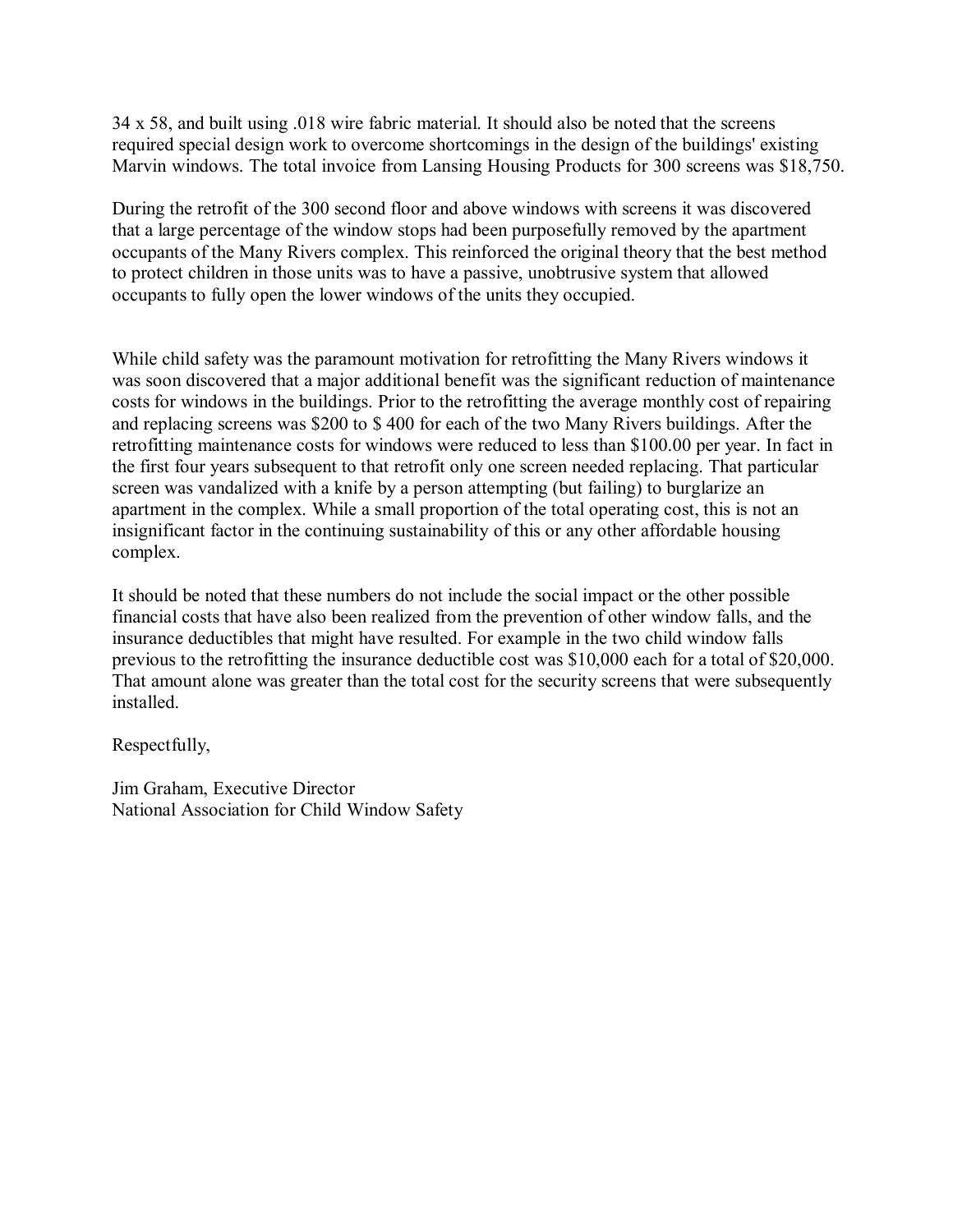34 x 58, and built using .018 wire fabric material. It should also be noted that the screens required special design work to overcome shortcomings in the design of the buildings' existing Marvin windows. The total invoice from Lansing Housing Products for 300 screens was $18,750.

During the retrofit of the 300 second floor and above windows with screens it was discovered that a large percentage of the window stops had been purposefully removed by the apartment occupants of the Many Rivers complex. This reinforced the original theory that the best method to protect children in those units was to have a passive, unobtrusive system that allowed occupants to fully open the lower windows of the units they occupied.

While child safety was the paramount motivation for retrofitting the Many Rivers windows it was soon discovered that a major additional benefit was the significant reduction of maintenance costs for windows in the buildings. Prior to the retrofitting the average monthly cost of repairing and replacing screens was $200 to $ 400 for each of the two Many Rivers buildings. After the retrofitting maintenance costs for windows were reduced to less than $100.00 per year. In fact in the first four years subsequent to that retrofit only one screen needed replacing. That particular screen was vandalized with a knife by a person attempting (but failing) to burglarize an apartment in the complex. While a small proportion of the total operating cost, this is not an insignificant factor in the continuing sustainability of this or any other affordable housing complex.

It should be noted that these numbers do not include the social impact or the other possible financial costs that have also been realized from the prevention of other window falls, and the insurance deductibles that might have resulted. For example in the two child window falls previous to the retrofitting the insurance deductible cost was $10,000 each for a total of $20,000. That amount alone was greater than the total cost for the security screens that were subsequently installed.

Respectfully,

Jim Graham, Executive Director
National Association for Child Window Safety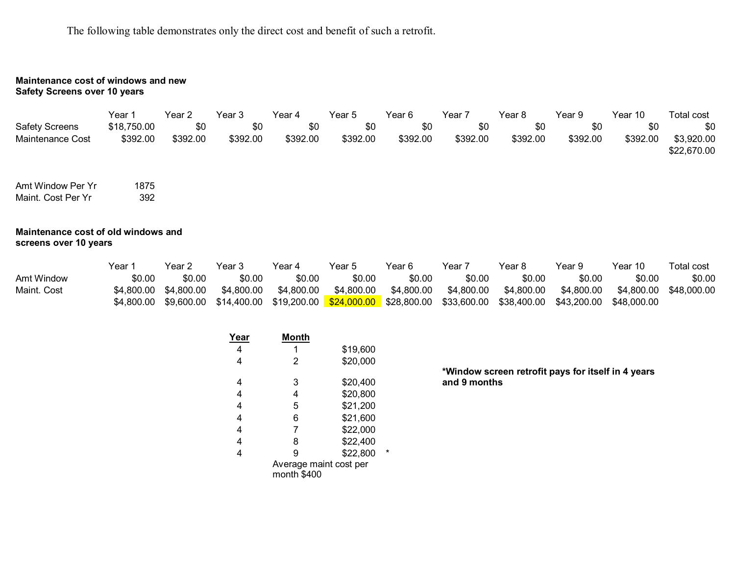The following table demonstrates only the direct cost and benefit of such a retrofit.

**Maintenance cost of windows and new Safety Screens over 10 years**

| | Year 1 | Year 2 | Year 3 | Year 4 | Year 5 | Year 6 | Year 7 | Year 8 | Year 9 | Year 10 | Total cost |
|---|---|---|---|---|---|---|---|---|---|---|---|
| Safety Screens | $18,750.00 | $0 | $0 | $0 | $0 | $0 | $0 | $0 | $0 | $0 | $0 |
| Maintenance Cost | $392.00 | $392.00 | $392.00 | $392.00 | $392.00 | $392.00 | $392.00 | $392.00 | $392.00 | $392.00 | $3,920.00 |
| | | | | | | | | | | | $22,670.00 |

| | |
|---|---|
| Amt Window Per Yr | 1875 |
| Maint. Cost Per Yr | 392 |

**Maintenance cost of old windows and screens over 10 years**

| | Year 1 | Year 2 | Year 3 | Year 4 | Year 5 | Year 6 | Year 7 | Year 8 | Year 9 | Year 10 | Total cost |
|---|---|---|---|---|---|---|---|---|---|---|---|
| Amt Window | $0.00 | $0.00 | $0.00 | $0.00 | $0.00 | $0.00 | $0.00 | $0.00 | $0.00 | $0.00 | $0.00 |
| Maint. Cost | $4,800.00 | $4,800.00 | $4,800.00 | $4,800.00 | $4,800.00 | $4,800.00 | $4,800.00 | $4,800.00 | $4,800.00 | $4,800.00 | $48,000.00 |
| | $4,800.00 | $9,600.00 | $14,400.00 | $19,200.00 | $24,000.00 | $28,800.00 | $33,600.00 | $38,400.00 | $43,200.00 | $48,000.00 | |

| Year | Month | | |
|---|---|---|---|
| 4 | 1 | $19,600 | |
| 4 | 2 | $20,000 | |
| 4 | 3 | $20,400 | |
| 4 | 4 | $20,800 | |
| 4 | 5 | $21,200 | |
| 4 | 6 | $21,600 | |
| 4 | 7 | $22,000 | |
| 4 | 8 | $22,400 | |
| 4 | 9 | $22,800 | * |

Average maint cost per month $400

**\*Window screen retrofit pays for itself in 4 years and 9 months**